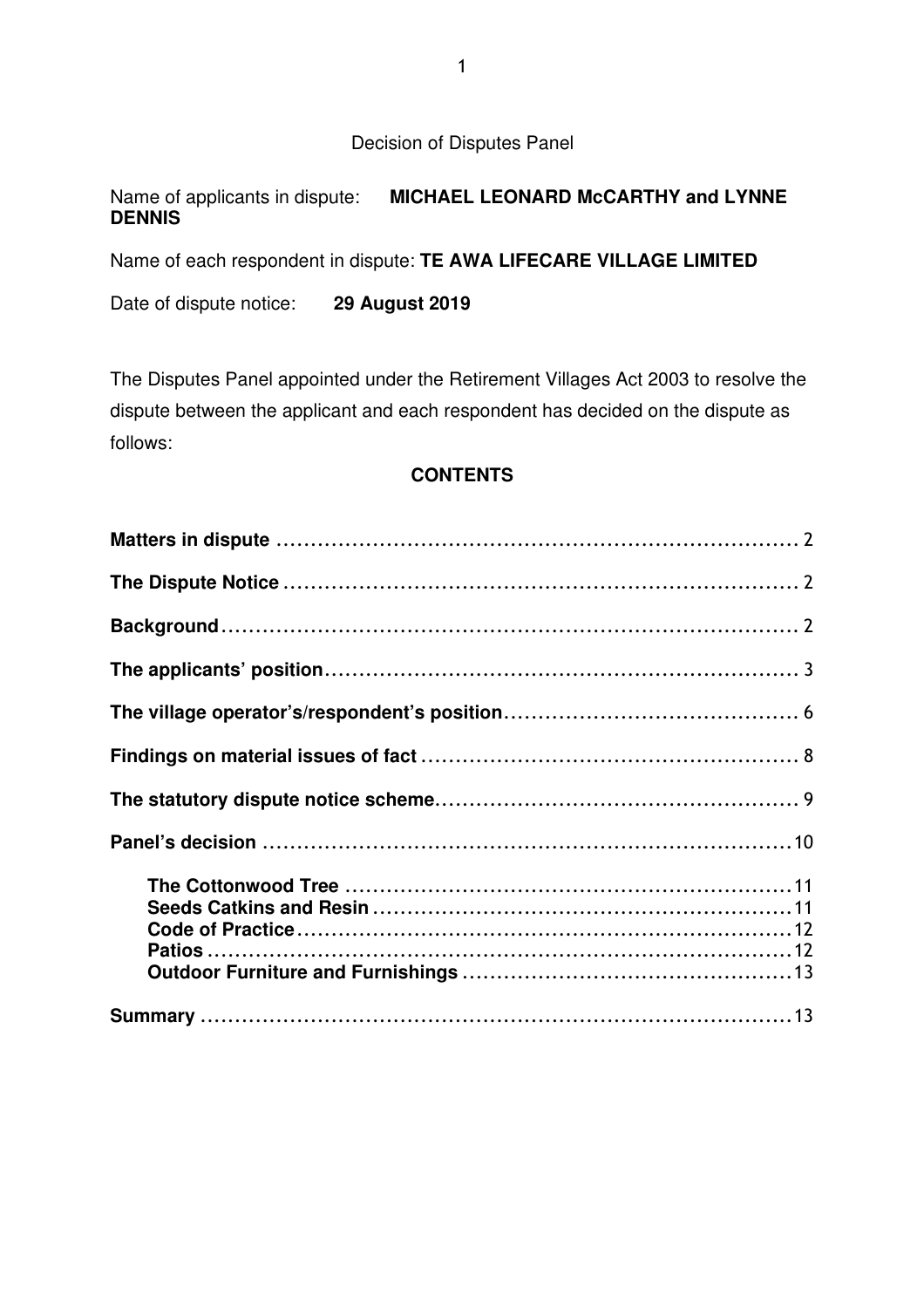Decision of Disputes Panel

Name of applicants in dispute: **MICHAEL LEONARD McCARTHY and LYNNE DENNIS**

Name of each respondent in dispute: **TE AWA LIFECARE VILLAGE LIMITED**

Date of dispute notice: **29 August 2019**

The Disputes Panel appointed under the Retirement Villages Act 2003 to resolve the dispute between the applicant and each respondent has decided on the dispute as follows:

## CONTENTS

**Matters in dispute** ........................................................................ 2

**The Dispute Notice** ...................................................................... 2

**Background** ................................................................................ 2

**The applicants' position** ................................................................ 3

**The village operator's/respondent's position** ...................................... 6

**Findings on material issues of fact** ................................................... 8

**The statutory dispute notice scheme** ................................................ 9

**Panel's decision** .......................................................................... 10

- **The Cottonwood Tree** ............................................................. 11
- **Seeds Catkins and Resin** ......................................................... 11
- **Code of Practice** ................................................................... 12
- **Patios** ................................................................................. 12
- **Outdoor Furniture and Furnishings** ............................................ 13

**Summary** .................................................................................. 13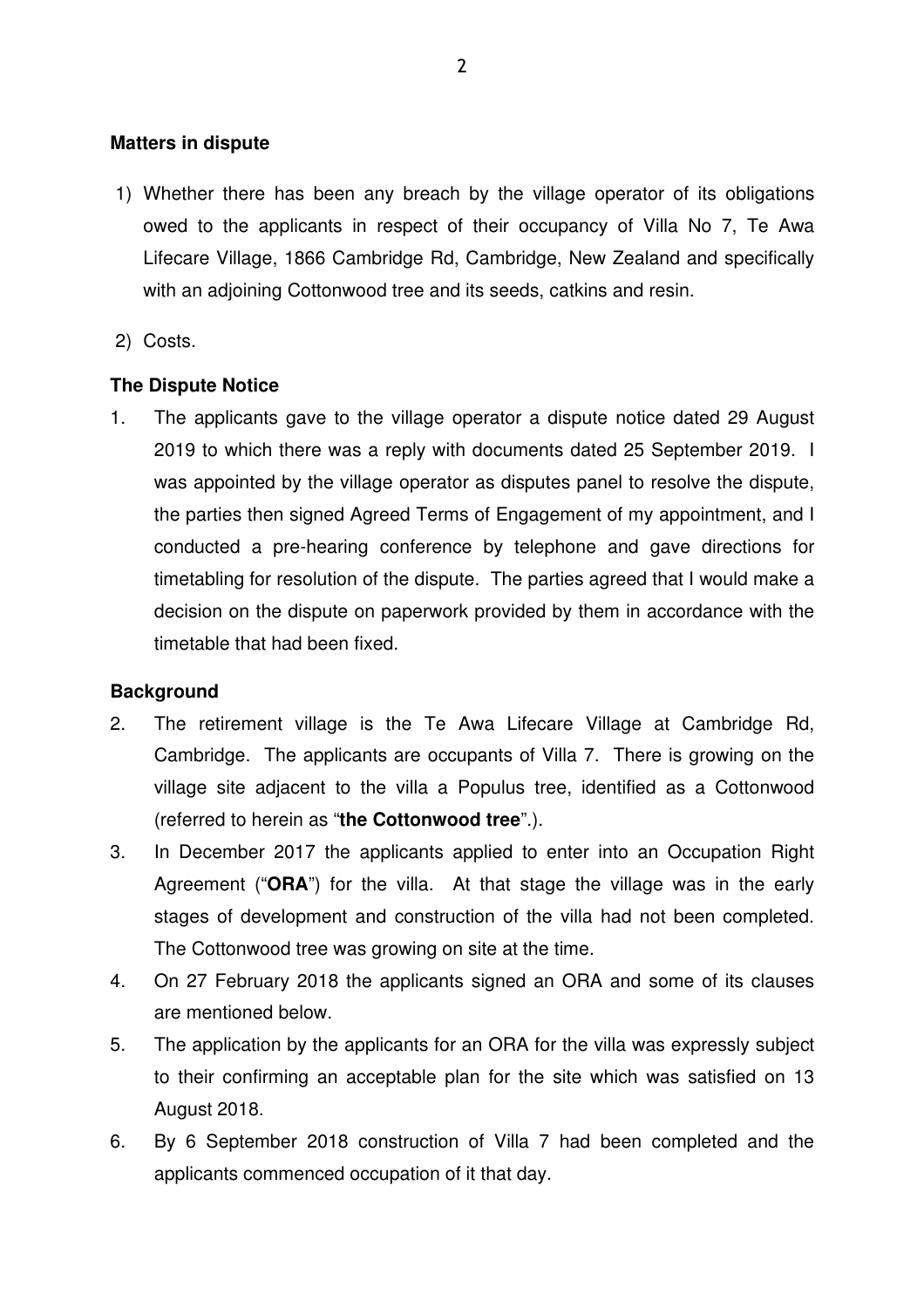**Matters in dispute**

1) Whether there has been any breach by the village operator of its obligations owed to the applicants in respect of their occupancy of Villa No 7, Te Awa Lifecare Village, 1866 Cambridge Rd, Cambridge, New Zealand and specifically with an adjoining Cottonwood tree and its seeds, catkins and resin.

2) Costs.

**The Dispute Notice**

1. The applicants gave to the village operator a dispute notice dated 29 August 2019 to which there was a reply with documents dated 25 September 2019. I was appointed by the village operator as disputes panel to resolve the dispute, the parties then signed Agreed Terms of Engagement of my appointment, and I conducted a pre-hearing conference by telephone and gave directions for timetabling for resolution of the dispute. The parties agreed that I would make a decision on the dispute on paperwork provided by them in accordance with the timetable that had been fixed.

**Background**

2. The retirement village is the Te Awa Lifecare Village at Cambridge Rd, Cambridge. The applicants are occupants of Villa 7. There is growing on the village site adjacent to the villa a Populus tree, identified as a Cottonwood (referred to herein as "**the Cottonwood tree**".).

3. In December 2017 the applicants applied to enter into an Occupation Right Agreement ("**ORA**") for the villa. At that stage the village was in the early stages of development and construction of the villa had not been completed. The Cottonwood tree was growing on site at the time.

4. On 27 February 2018 the applicants signed an ORA and some of its clauses are mentioned below.

5. The application by the applicants for an ORA for the villa was expressly subject to their confirming an acceptable plan for the site which was satisfied on 13 August 2018.

6. By 6 September 2018 construction of Villa 7 had been completed and the applicants commenced occupation of it that day.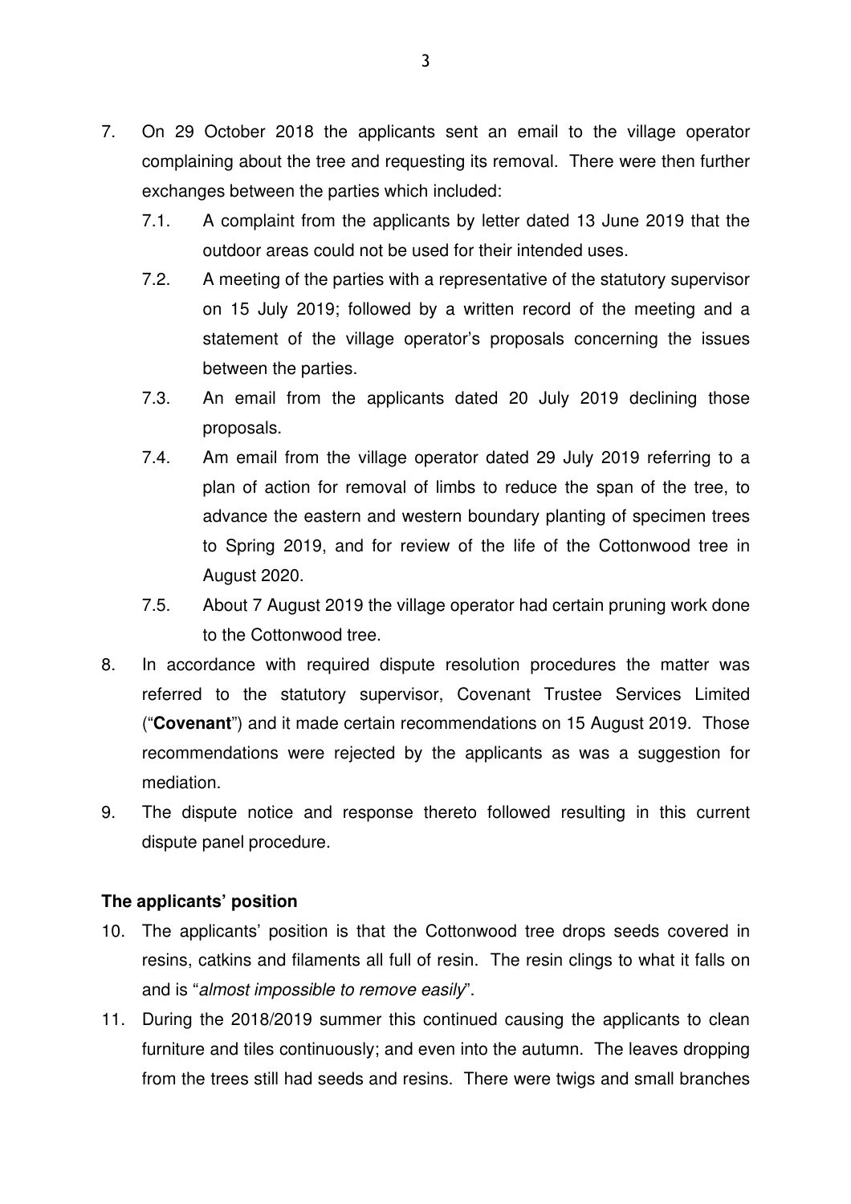7. On 29 October 2018 the applicants sent an email to the village operator complaining about the tree and requesting its removal. There were then further exchanges between the parties which included:

   7.1. A complaint from the applicants by letter dated 13 June 2019 that the outdoor areas could not be used for their intended uses.

   7.2. A meeting of the parties with a representative of the statutory supervisor on 15 July 2019; followed by a written record of the meeting and a statement of the village operator's proposals concerning the issues between the parties.

   7.3. An email from the applicants dated 20 July 2019 declining those proposals.

   7.4. Am email from the village operator dated 29 July 2019 referring to a plan of action for removal of limbs to reduce the span of the tree, to advance the eastern and western boundary planting of specimen trees to Spring 2019, and for review of the life of the Cottonwood tree in August 2020.

   7.5. About 7 August 2019 the village operator had certain pruning work done to the Cottonwood tree.

8. In accordance with required dispute resolution procedures the matter was referred to the statutory supervisor, Covenant Trustee Services Limited ("**Covenant**") and it made certain recommendations on 15 August 2019. Those recommendations were rejected by the applicants as was a suggestion for mediation.

9. The dispute notice and response thereto followed resulting in this current dispute panel procedure.

**The applicants' position**

10. The applicants' position is that the Cottonwood tree drops seeds covered in resins, catkins and filaments all full of resin. The resin clings to what it falls on and is "*almost impossible to remove easily*".

11. During the 2018/2019 summer this continued causing the applicants to clean furniture and tiles continuously; and even into the autumn. The leaves dropping from the trees still had seeds and resins. There were twigs and small branches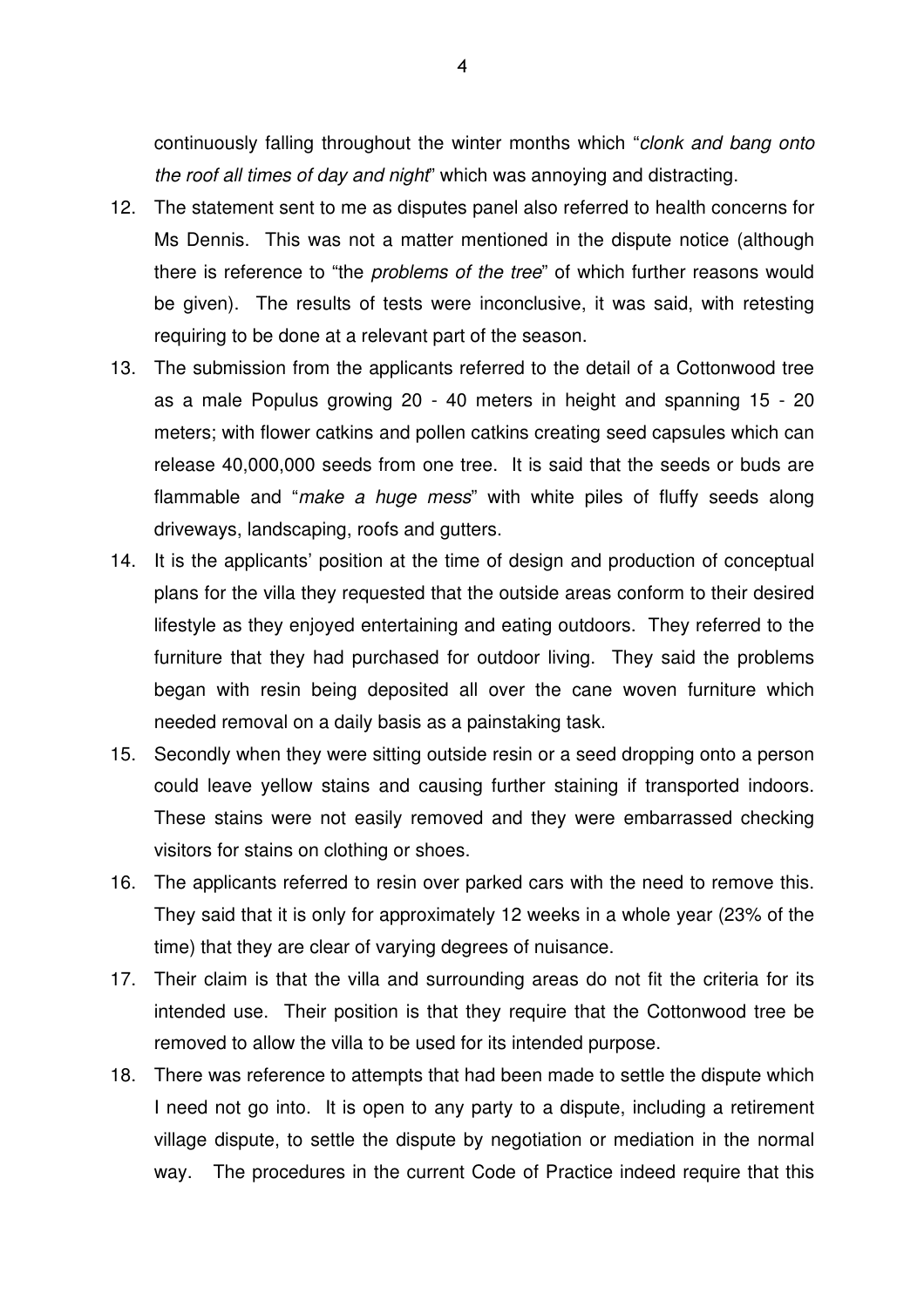continuously falling throughout the winter months which "*clonk and bang onto the roof all times of day and night*" which was annoying and distracting.

12. The statement sent to me as disputes panel also referred to health concerns for Ms Dennis. This was not a matter mentioned in the dispute notice (although there is reference to "the *problems of the tree*" of which further reasons would be given). The results of tests were inconclusive, it was said, with retesting requiring to be done at a relevant part of the season.

13. The submission from the applicants referred to the detail of a Cottonwood tree as a male Populus growing 20 - 40 meters in height and spanning 15 - 20 meters; with flower catkins and pollen catkins creating seed capsules which can release 40,000,000 seeds from one tree. It is said that the seeds or buds are flammable and "*make a huge mess*" with white piles of fluffy seeds along driveways, landscaping, roofs and gutters.

14. It is the applicants' position at the time of design and production of conceptual plans for the villa they requested that the outside areas conform to their desired lifestyle as they enjoyed entertaining and eating outdoors. They referred to the furniture that they had purchased for outdoor living. They said the problems began with resin being deposited all over the cane woven furniture which needed removal on a daily basis as a painstaking task.

15. Secondly when they were sitting outside resin or a seed dropping onto a person could leave yellow stains and causing further staining if transported indoors. These stains were not easily removed and they were embarrassed checking visitors for stains on clothing or shoes.

16. The applicants referred to resin over parked cars with the need to remove this. They said that it is only for approximately 12 weeks in a whole year (23% of the time) that they are clear of varying degrees of nuisance.

17. Their claim is that the villa and surrounding areas do not fit the criteria for its intended use. Their position is that they require that the Cottonwood tree be removed to allow the villa to be used for its intended purpose.

18. There was reference to attempts that had been made to settle the dispute which I need not go into. It is open to any party to a dispute, including a retirement village dispute, to settle the dispute by negotiation or mediation in the normal way. The procedures in the current Code of Practice indeed require that this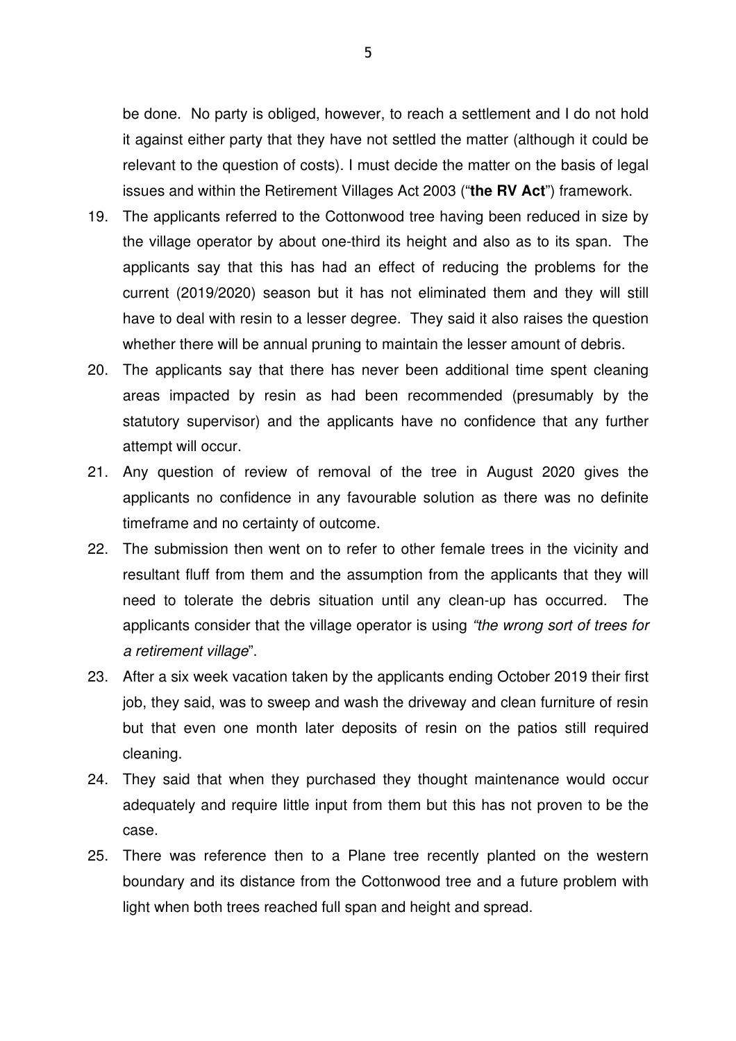be done. No party is obliged, however, to reach a settlement and I do not hold it against either party that they have not settled the matter (although it could be relevant to the question of costs). I must decide the matter on the basis of legal issues and within the Retirement Villages Act 2003 ("**the RV Act**") framework.

19. The applicants referred to the Cottonwood tree having been reduced in size by the village operator by about one-third its height and also as to its span. The applicants say that this has had an effect of reducing the problems for the current (2019/2020) season but it has not eliminated them and they will still have to deal with resin to a lesser degree. They said it also raises the question whether there will be annual pruning to maintain the lesser amount of debris.

20. The applicants say that there has never been additional time spent cleaning areas impacted by resin as had been recommended (presumably by the statutory supervisor) and the applicants have no confidence that any further attempt will occur.

21. Any question of review of removal of the tree in August 2020 gives the applicants no confidence in any favourable solution as there was no definite timeframe and no certainty of outcome.

22. The submission then went on to refer to other female trees in the vicinity and resultant fluff from them and the assumption from the applicants that they will need to tolerate the debris situation until any clean-up has occurred. The applicants consider that the village operator is using *"the wrong sort of trees for a retirement village*".

23. After a six week vacation taken by the applicants ending October 2019 their first job, they said, was to sweep and wash the driveway and clean furniture of resin but that even one month later deposits of resin on the patios still required cleaning.

24. They said that when they purchased they thought maintenance would occur adequately and require little input from them but this has not proven to be the case.

25. There was reference then to a Plane tree recently planted on the western boundary and its distance from the Cottonwood tree and a future problem with light when both trees reached full span and height and spread.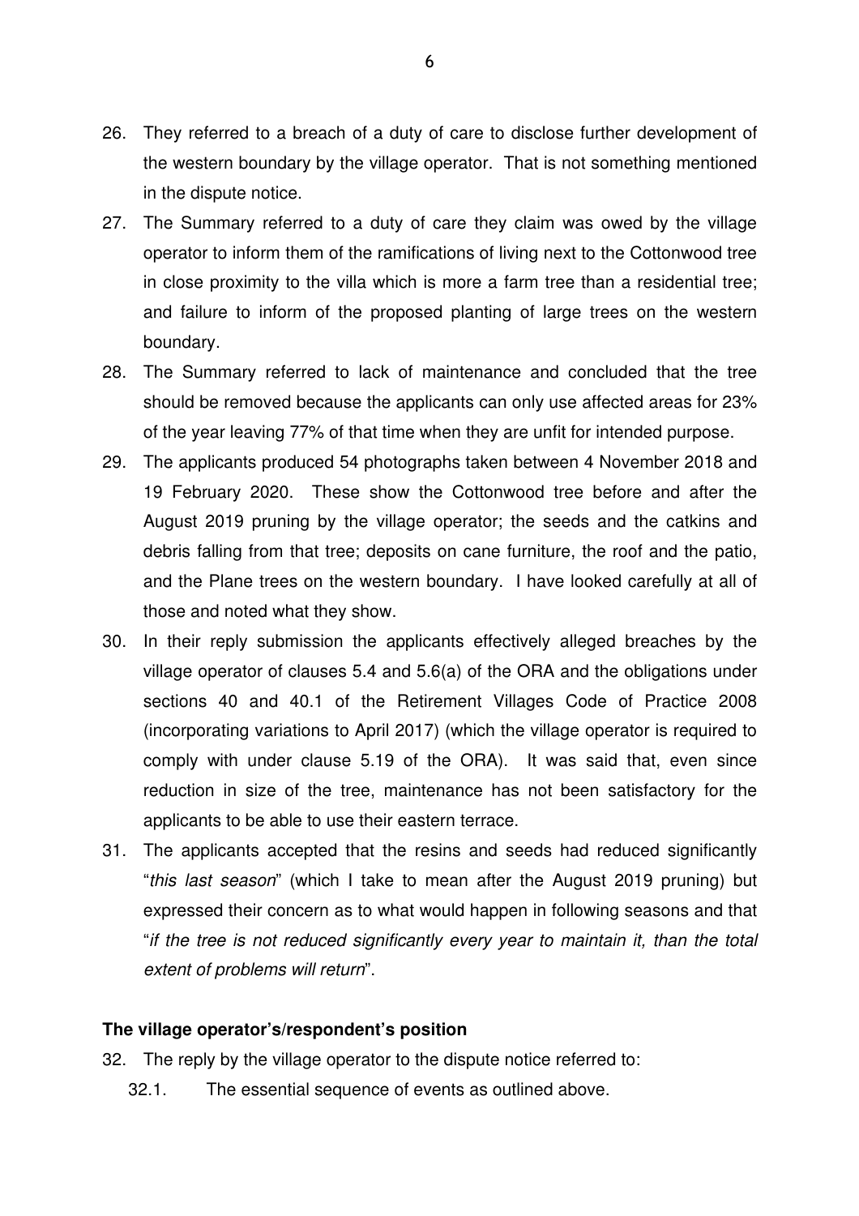26. They referred to a breach of a duty of care to disclose further development of the western boundary by the village operator. That is not something mentioned in the dispute notice.

27. The Summary referred to a duty of care they claim was owed by the village operator to inform them of the ramifications of living next to the Cottonwood tree in close proximity to the villa which is more a farm tree than a residential tree; and failure to inform of the proposed planting of large trees on the western boundary.

28. The Summary referred to lack of maintenance and concluded that the tree should be removed because the applicants can only use affected areas for 23% of the year leaving 77% of that time when they are unfit for intended purpose.

29. The applicants produced 54 photographs taken between 4 November 2018 and 19 February 2020. These show the Cottonwood tree before and after the August 2019 pruning by the village operator; the seeds and the catkins and debris falling from that tree; deposits on cane furniture, the roof and the patio, and the Plane trees on the western boundary. I have looked carefully at all of those and noted what they show.

30. In their reply submission the applicants effectively alleged breaches by the village operator of clauses 5.4 and 5.6(a) of the ORA and the obligations under sections 40 and 40.1 of the Retirement Villages Code of Practice 2008 (incorporating variations to April 2017) (which the village operator is required to comply with under clause 5.19 of the ORA). It was said that, even since reduction in size of the tree, maintenance has not been satisfactory for the applicants to be able to use their eastern terrace.

31. The applicants accepted that the resins and seeds had reduced significantly "*this last season*" (which I take to mean after the August 2019 pruning) but expressed their concern as to what would happen in following seasons and that "*if the tree is not reduced significantly every year to maintain it, than the total extent of problems will return*".

### The village operator's/respondent's position

32. The reply by the village operator to the dispute notice referred to:

    32.1. The essential sequence of events as outlined above.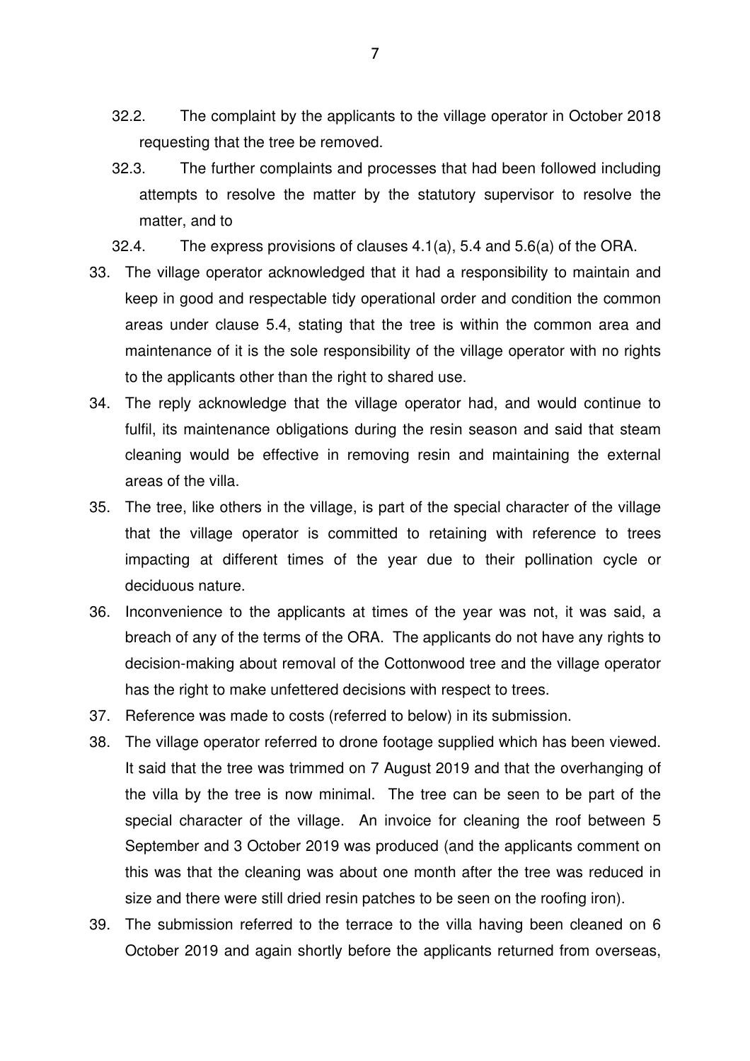32.2. The complaint by the applicants to the village operator in October 2018 requesting that the tree be removed.

32.3. The further complaints and processes that had been followed including attempts to resolve the matter by the statutory supervisor to resolve the matter, and to

32.4. The express provisions of clauses 4.1(a), 5.4 and 5.6(a) of the ORA.

33. The village operator acknowledged that it had a responsibility to maintain and keep in good and respectable tidy operational order and condition the common areas under clause 5.4, stating that the tree is within the common area and maintenance of it is the sole responsibility of the village operator with no rights to the applicants other than the right to shared use.

34. The reply acknowledge that the village operator had, and would continue to fulfil, its maintenance obligations during the resin season and said that steam cleaning would be effective in removing resin and maintaining the external areas of the villa.

35. The tree, like others in the village, is part of the special character of the village that the village operator is committed to retaining with reference to trees impacting at different times of the year due to their pollination cycle or deciduous nature.

36. Inconvenience to the applicants at times of the year was not, it was said, a breach of any of the terms of the ORA. The applicants do not have any rights to decision-making about removal of the Cottonwood tree and the village operator has the right to make unfettered decisions with respect to trees.

37. Reference was made to costs (referred to below) in its submission.

38. The village operator referred to drone footage supplied which has been viewed. It said that the tree was trimmed on 7 August 2019 and that the overhanging of the villa by the tree is now minimal. The tree can be seen to be part of the special character of the village. An invoice for cleaning the roof between 5 September and 3 October 2019 was produced (and the applicants comment on this was that the cleaning was about one month after the tree was reduced in size and there were still dried resin patches to be seen on the roofing iron).

39. The submission referred to the terrace to the villa having been cleaned on 6 October 2019 and again shortly before the applicants returned from overseas,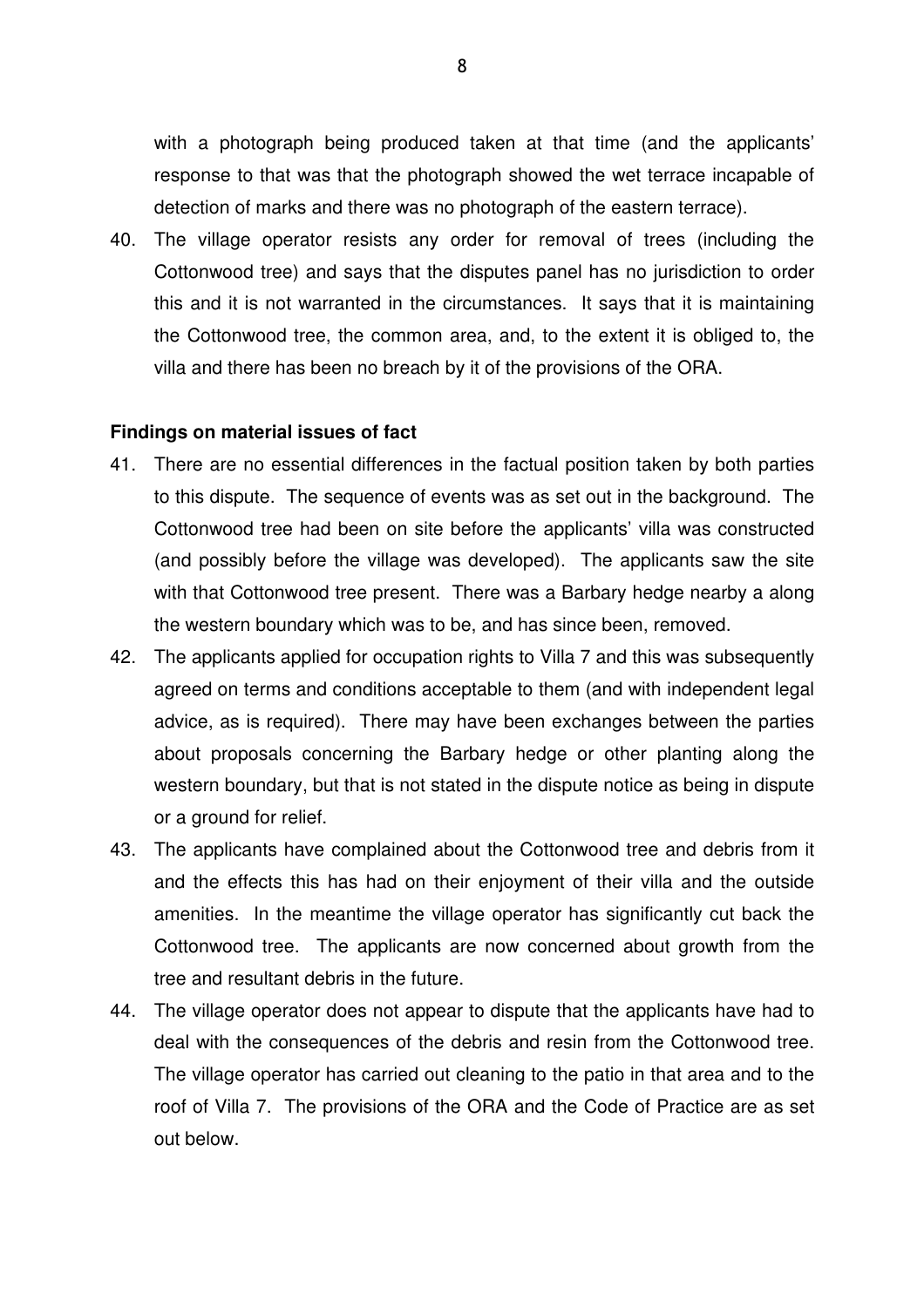with a photograph being produced taken at that time (and the applicants' response to that was that the photograph showed the wet terrace incapable of detection of marks and there was no photograph of the eastern terrace).

40. The village operator resists any order for removal of trees (including the Cottonwood tree) and says that the disputes panel has no jurisdiction to order this and it is not warranted in the circumstances. It says that it is maintaining the Cottonwood tree, the common area, and, to the extent it is obliged to, the villa and there has been no breach by it of the provisions of the ORA.

**Findings on material issues of fact**

41. There are no essential differences in the factual position taken by both parties to this dispute. The sequence of events was as set out in the background. The Cottonwood tree had been on site before the applicants' villa was constructed (and possibly before the village was developed). The applicants saw the site with that Cottonwood tree present. There was a Barbary hedge nearby a along the western boundary which was to be, and has since been, removed.

42. The applicants applied for occupation rights to Villa 7 and this was subsequently agreed on terms and conditions acceptable to them (and with independent legal advice, as is required). There may have been exchanges between the parties about proposals concerning the Barbary hedge or other planting along the western boundary, but that is not stated in the dispute notice as being in dispute or a ground for relief.

43. The applicants have complained about the Cottonwood tree and debris from it and the effects this has had on their enjoyment of their villa and the outside amenities. In the meantime the village operator has significantly cut back the Cottonwood tree. The applicants are now concerned about growth from the tree and resultant debris in the future.

44. The village operator does not appear to dispute that the applicants have had to deal with the consequences of the debris and resin from the Cottonwood tree. The village operator has carried out cleaning to the patio in that area and to the roof of Villa 7. The provisions of the ORA and the Code of Practice are as set out below.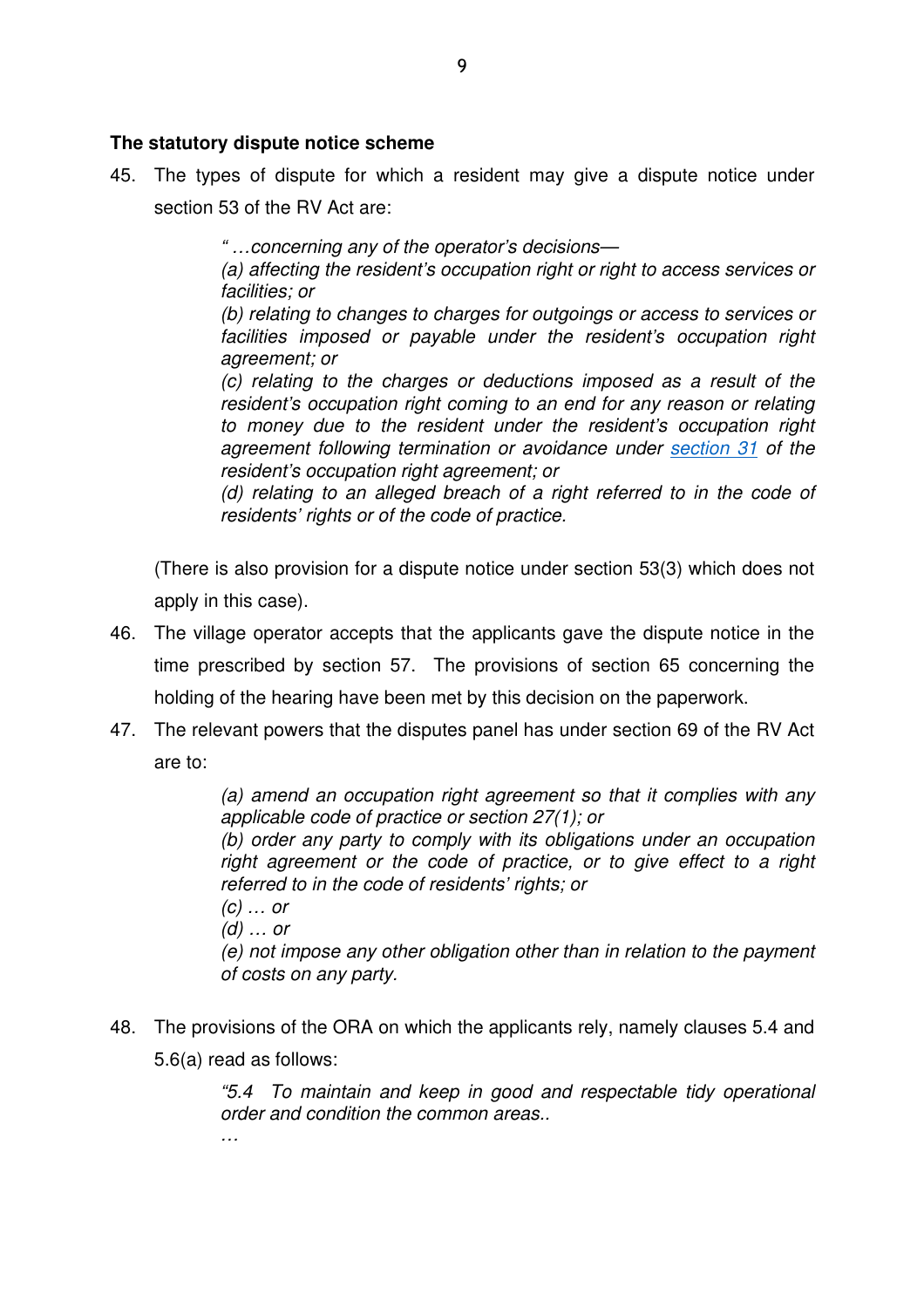**The statutory dispute notice scheme**

45. The types of dispute for which a resident may give a dispute notice under section 53 of the RV Act are:

> *" …concerning any of the operator's decisions—*
> *(a) affecting the resident's occupation right or right to access services or facilities; or*
> *(b) relating to changes to charges for outgoings or access to services or facilities imposed or payable under the resident's occupation right agreement; or*
> *(c) relating to the charges or deductions imposed as a result of the resident's occupation right coming to an end for any reason or relating to money due to the resident under the resident's occupation right agreement following termination or avoidance under section 31 of the resident's occupation right agreement; or*
> *(d) relating to an alleged breach of a right referred to in the code of residents' rights or of the code of practice.*

(There is also provision for a dispute notice under section 53(3) which does not apply in this case).

46. The village operator accepts that the applicants gave the dispute notice in the time prescribed by section 57. The provisions of section 65 concerning the holding of the hearing have been met by this decision on the paperwork.

47. The relevant powers that the disputes panel has under section 69 of the RV Act are to:

> *(a) amend an occupation right agreement so that it complies with any applicable code of practice or section 27(1); or*
> *(b) order any party to comply with its obligations under an occupation right agreement or the code of practice, or to give effect to a right referred to in the code of residents' rights; or*
> *(c) … or*
> *(d) … or*
> *(e) not impose any other obligation other than in relation to the payment of costs on any party.*

48. The provisions of the ORA on which the applicants rely, namely clauses 5.4 and 5.6(a) read as follows:

> *"5.4 To maintain and keep in good and respectable tidy operational order and condition the common areas..*
> *…*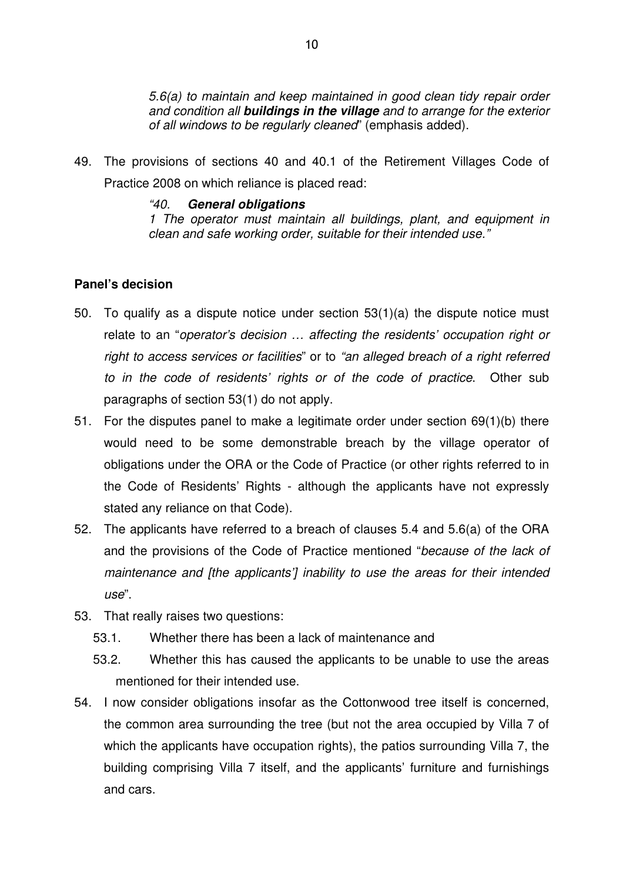*5.6(a) to maintain and keep maintained in good clean tidy repair order and condition all **buildings in the village** and to arrange for the exterior of all windows to be regularly cleaned*" (emphasis added).

49. The provisions of sections 40 and 40.1 of the Retirement Villages Code of Practice 2008 on which reliance is placed read:

    *"40. **General obligations***
    *1 The operator must maintain all buildings, plant, and equipment in clean and safe working order, suitable for their intended use."*

**Panel's decision**

50. To qualify as a dispute notice under section 53(1)(a) the dispute notice must relate to an "*operator's decision … affecting the residents' occupation right or right to access services or facilities*" or to *"an alleged breach of a right referred to in the code of residents' rights or of the code of practice*. Other sub paragraphs of section 53(1) do not apply.

51. For the disputes panel to make a legitimate order under section 69(1)(b) there would need to be some demonstrable breach by the village operator of obligations under the ORA or the Code of Practice (or other rights referred to in the Code of Residents' Rights - although the applicants have not expressly stated any reliance on that Code).

52. The applicants have referred to a breach of clauses 5.4 and 5.6(a) of the ORA and the provisions of the Code of Practice mentioned "*because of the lack of maintenance and [the applicants'] inability to use the areas for their intended use*".

53. That really raises two questions:
    53.1. Whether there has been a lack of maintenance and
    53.2. Whether this has caused the applicants to be unable to use the areas mentioned for their intended use.

54. I now consider obligations insofar as the Cottonwood tree itself is concerned, the common area surrounding the tree (but not the area occupied by Villa 7 of which the applicants have occupation rights), the patios surrounding Villa 7, the building comprising Villa 7 itself, and the applicants' furniture and furnishings and cars.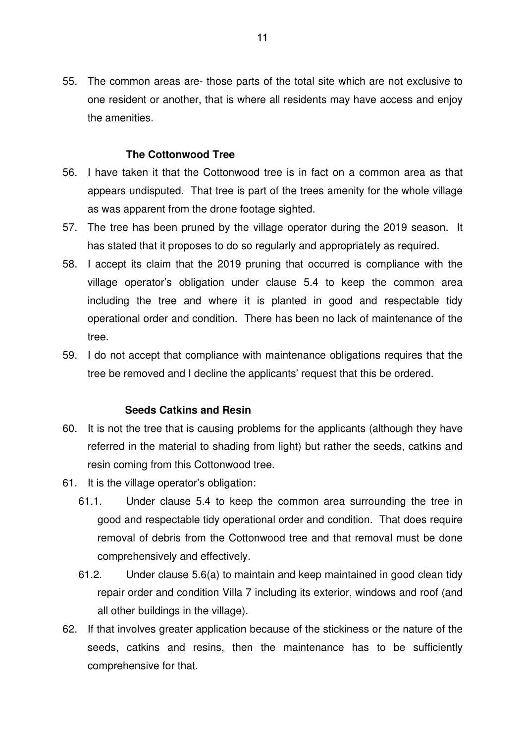55. The common areas are- those parts of the total site which are not exclusive to one resident or another, that is where all residents may have access and enjoy the amenities.

### The Cottonwood Tree

56. I have taken it that the Cottonwood tree is in fact on a common area as that appears undisputed. That tree is part of the trees amenity for the whole village as was apparent from the drone footage sighted.
57. The tree has been pruned by the village operator during the 2019 season. It has stated that it proposes to do so regularly and appropriately as required.
58. I accept its claim that the 2019 pruning that occurred is compliance with the village operator's obligation under clause 5.4 to keep the common area including the tree and where it is planted in good and respectable tidy operational order and condition. There has been no lack of maintenance of the tree.
59. I do not accept that compliance with maintenance obligations requires that the tree be removed and I decline the applicants' request that this be ordered.

### Seeds Catkins and Resin

60. It is not the tree that is causing problems for the applicants (although they have referred in the material to shading from light) but rather the seeds, catkins and resin coming from this Cottonwood tree.
61. It is the village operator's obligation:
    61.1. Under clause 5.4 to keep the common area surrounding the tree in good and respectable tidy operational order and condition. That does require removal of debris from the Cottonwood tree and that removal must be done comprehensively and effectively.
    61.2. Under clause 5.6(a) to maintain and keep maintained in good clean tidy repair order and condition Villa 7 including its exterior, windows and roof (and all other buildings in the village).
62. If that involves greater application because of the stickiness or the nature of the seeds, catkins and resins, then the maintenance has to be sufficiently comprehensive for that.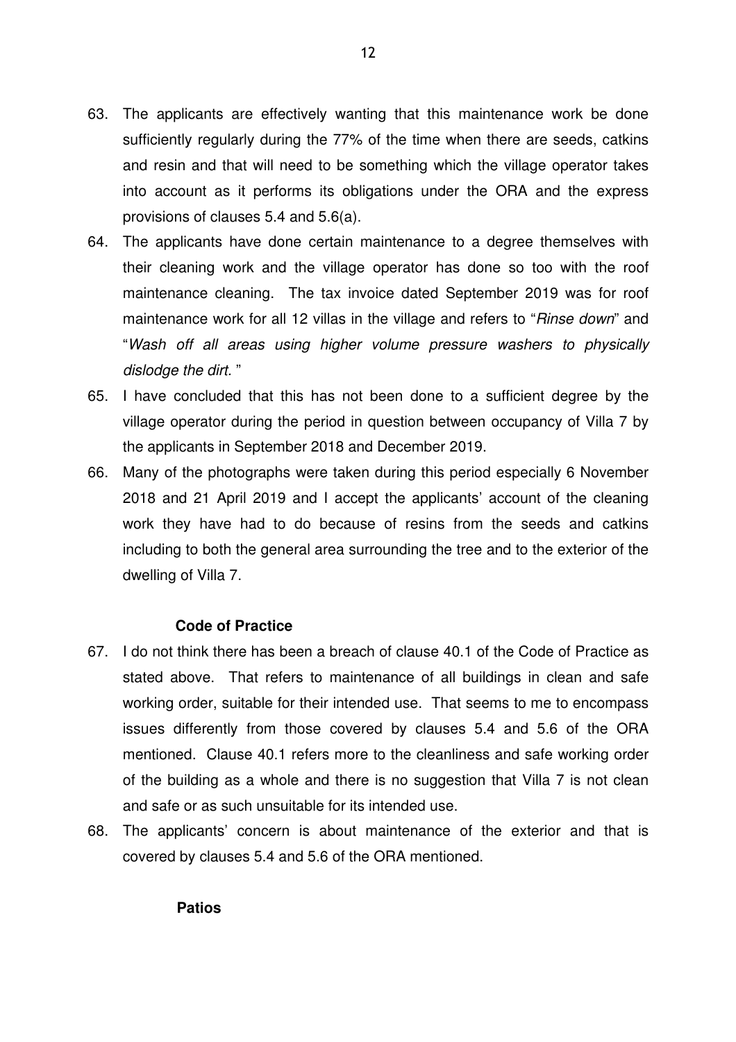63. The applicants are effectively wanting that this maintenance work be done sufficiently regularly during the 77% of the time when there are seeds, catkins and resin and that will need to be something which the village operator takes into account as it performs its obligations under the ORA and the express provisions of clauses 5.4 and 5.6(a).

64. The applicants have done certain maintenance to a degree themselves with their cleaning work and the village operator has done so too with the roof maintenance cleaning. The tax invoice dated September 2019 was for roof maintenance work for all 12 villas in the village and refers to "*Rinse down*" and "*Wash off all areas using higher volume pressure washers to physically dislodge the dirt.* "

65. I have concluded that this has not been done to a sufficient degree by the village operator during the period in question between occupancy of Villa 7 by the applicants in September 2018 and December 2019.

66. Many of the photographs were taken during this period especially 6 November 2018 and 21 April 2019 and I accept the applicants' account of the cleaning work they have had to do because of resins from the seeds and catkins including to both the general area surrounding the tree and to the exterior of the dwelling of Villa 7.

**Code of Practice**

67. I do not think there has been a breach of clause 40.1 of the Code of Practice as stated above. That refers to maintenance of all buildings in clean and safe working order, suitable for their intended use. That seems to me to encompass issues differently from those covered by clauses 5.4 and 5.6 of the ORA mentioned. Clause 40.1 refers more to the cleanliness and safe working order of the building as a whole and there is no suggestion that Villa 7 is not clean and safe or as such unsuitable for its intended use.

68. The applicants' concern is about maintenance of the exterior and that is covered by clauses 5.4 and 5.6 of the ORA mentioned.

**Patios**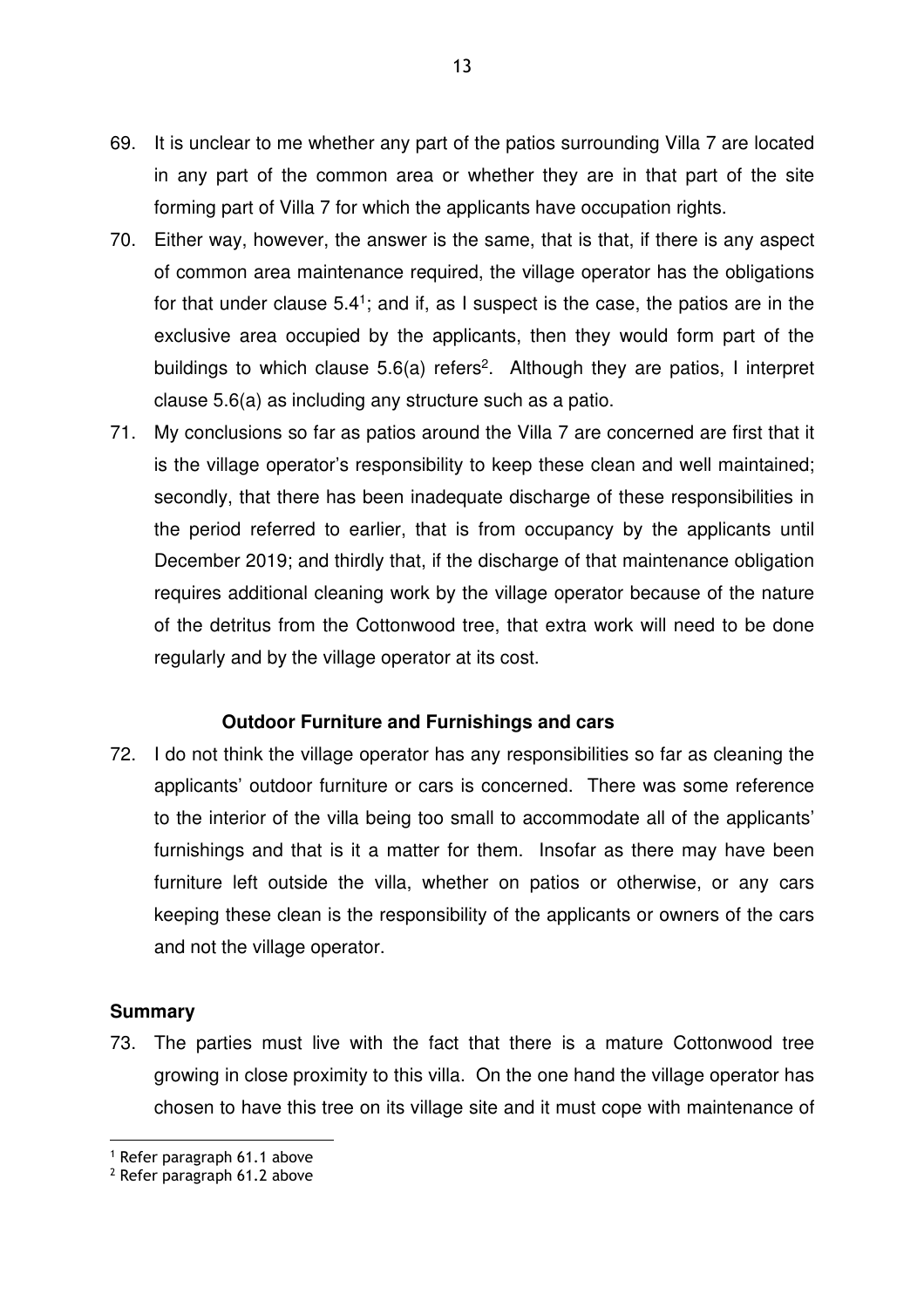69. It is unclear to me whether any part of the patios surrounding Villa 7 are located in any part of the common area or whether they are in that part of the site forming part of Villa 7 for which the applicants have occupation rights.

70. Either way, however, the answer is the same, that is that, if there is any aspect of common area maintenance required, the village operator has the obligations for that under clause 5.4[1]; and if, as I suspect is the case, the patios are in the exclusive area occupied by the applicants, then they would form part of the buildings to which clause 5.6(a) refers[2]. Although they are patios, I interpret clause 5.6(a) as including any structure such as a patio.

71. My conclusions so far as patios around the Villa 7 are concerned are first that it is the village operator's responsibility to keep these clean and well maintained; secondly, that there has been inadequate discharge of these responsibilities in the period referred to earlier, that is from occupancy by the applicants until December 2019; and thirdly that, if the discharge of that maintenance obligation requires additional cleaning work by the village operator because of the nature of the detritus from the Cottonwood tree, that extra work will need to be done regularly and by the village operator at its cost.

**Outdoor Furniture and Furnishings and cars**

72. I do not think the village operator has any responsibilities so far as cleaning the applicants' outdoor furniture or cars is concerned. There was some reference to the interior of the villa being too small to accommodate all of the applicants' furnishings and that is it a matter for them. Insofar as there may have been furniture left outside the villa, whether on patios or otherwise, or any cars keeping these clean is the responsibility of the applicants or owners of the cars and not the village operator.

**Summary**

73. The parties must live with the fact that there is a mature Cottonwood tree growing in close proximity to this villa. On the one hand the village operator has chosen to have this tree on its village site and it must cope with maintenance of

---

[1] Refer paragraph 61.1 above

[2] Refer paragraph 61.2 above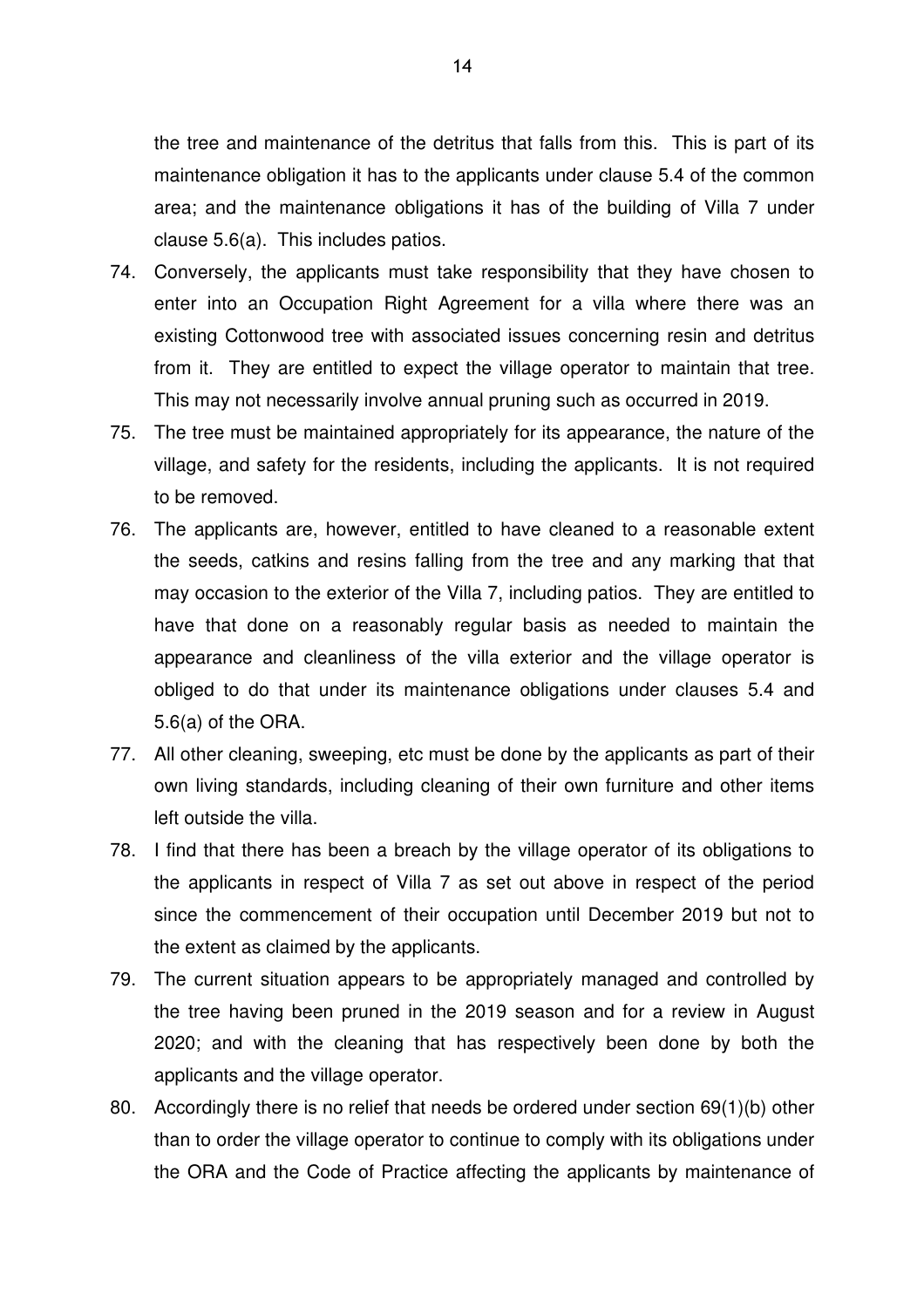the tree and maintenance of the detritus that falls from this. This is part of its maintenance obligation it has to the applicants under clause 5.4 of the common area; and the maintenance obligations it has of the building of Villa 7 under clause 5.6(a). This includes patios.

74. Conversely, the applicants must take responsibility that they have chosen to enter into an Occupation Right Agreement for a villa where there was an existing Cottonwood tree with associated issues concerning resin and detritus from it. They are entitled to expect the village operator to maintain that tree. This may not necessarily involve annual pruning such as occurred in 2019.

75. The tree must be maintained appropriately for its appearance, the nature of the village, and safety for the residents, including the applicants. It is not required to be removed.

76. The applicants are, however, entitled to have cleaned to a reasonable extent the seeds, catkins and resins falling from the tree and any marking that that may occasion to the exterior of the Villa 7, including patios. They are entitled to have that done on a reasonably regular basis as needed to maintain the appearance and cleanliness of the villa exterior and the village operator is obliged to do that under its maintenance obligations under clauses 5.4 and 5.6(a) of the ORA.

77. All other cleaning, sweeping, etc must be done by the applicants as part of their own living standards, including cleaning of their own furniture and other items left outside the villa.

78. I find that there has been a breach by the village operator of its obligations to the applicants in respect of Villa 7 as set out above in respect of the period since the commencement of their occupation until December 2019 but not to the extent as claimed by the applicants.

79. The current situation appears to be appropriately managed and controlled by the tree having been pruned in the 2019 season and for a review in August 2020; and with the cleaning that has respectively been done by both the applicants and the village operator.

80. Accordingly there is no relief that needs be ordered under section 69(1)(b) other than to order the village operator to continue to comply with its obligations under the ORA and the Code of Practice affecting the applicants by maintenance of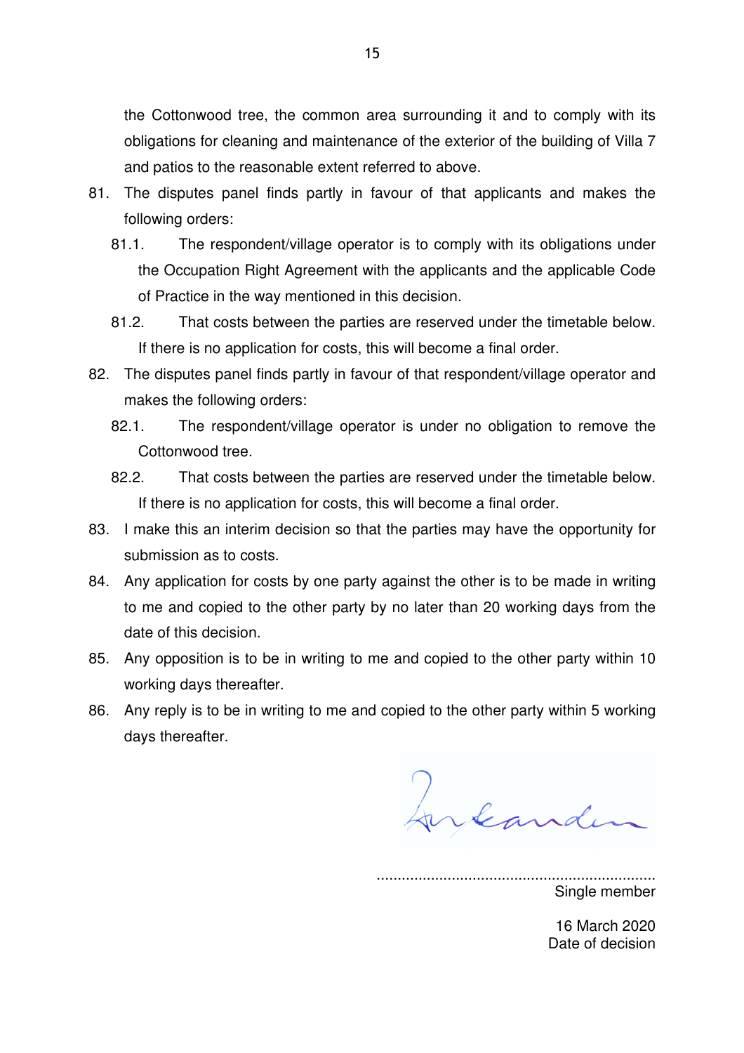the Cottonwood tree, the common area surrounding it and to comply with its obligations for cleaning and maintenance of the exterior of the building of Villa 7 and patios to the reasonable extent referred to above.

81. The disputes panel finds partly in favour of that applicants and makes the following orders:

    81.1. The respondent/village operator is to comply with its obligations under the Occupation Right Agreement with the applicants and the applicable Code of Practice in the way mentioned in this decision.

    81.2. That costs between the parties are reserved under the timetable below. If there is no application for costs, this will become a final order.

82. The disputes panel finds partly in favour of that respondent/village operator and makes the following orders:

    82.1. The respondent/village operator is under no obligation to remove the Cottonwood tree.

    82.2. That costs between the parties are reserved under the timetable below. If there is no application for costs, this will become a final order.

83. I make this an interim decision so that the parties may have the opportunity for submission as to costs.

84. Any application for costs by one party against the other is to be made in writing to me and copied to the other party by no later than 20 working days from the date of this decision.

85. Any opposition is to be in writing to me and copied to the other party within 10 working days thereafter.

86. Any reply is to be in writing to me and copied to the other party within 5 working days thereafter.

...................................................................
Single member

16 March 2020
Date of decision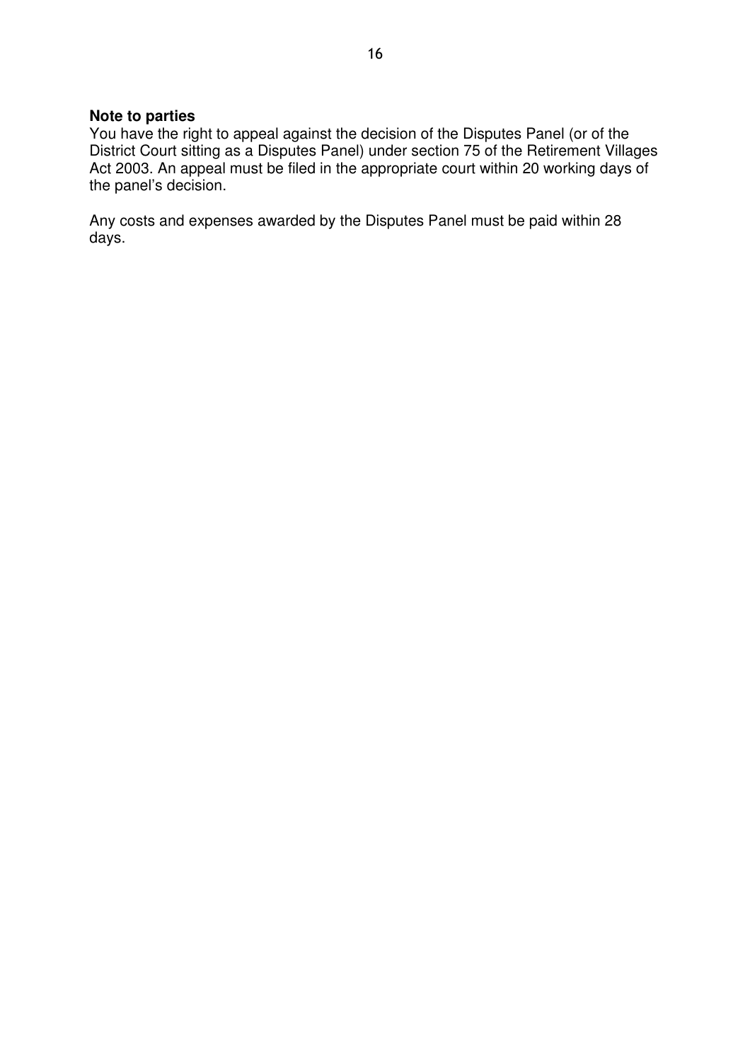**Note to parties**
You have the right to appeal against the decision of the Disputes Panel (or of the District Court sitting as a Disputes Panel) under section 75 of the Retirement Villages Act 2003. An appeal must be filed in the appropriate court within 20 working days of the panel's decision.

Any costs and expenses awarded by the Disputes Panel must be paid within 28 days.